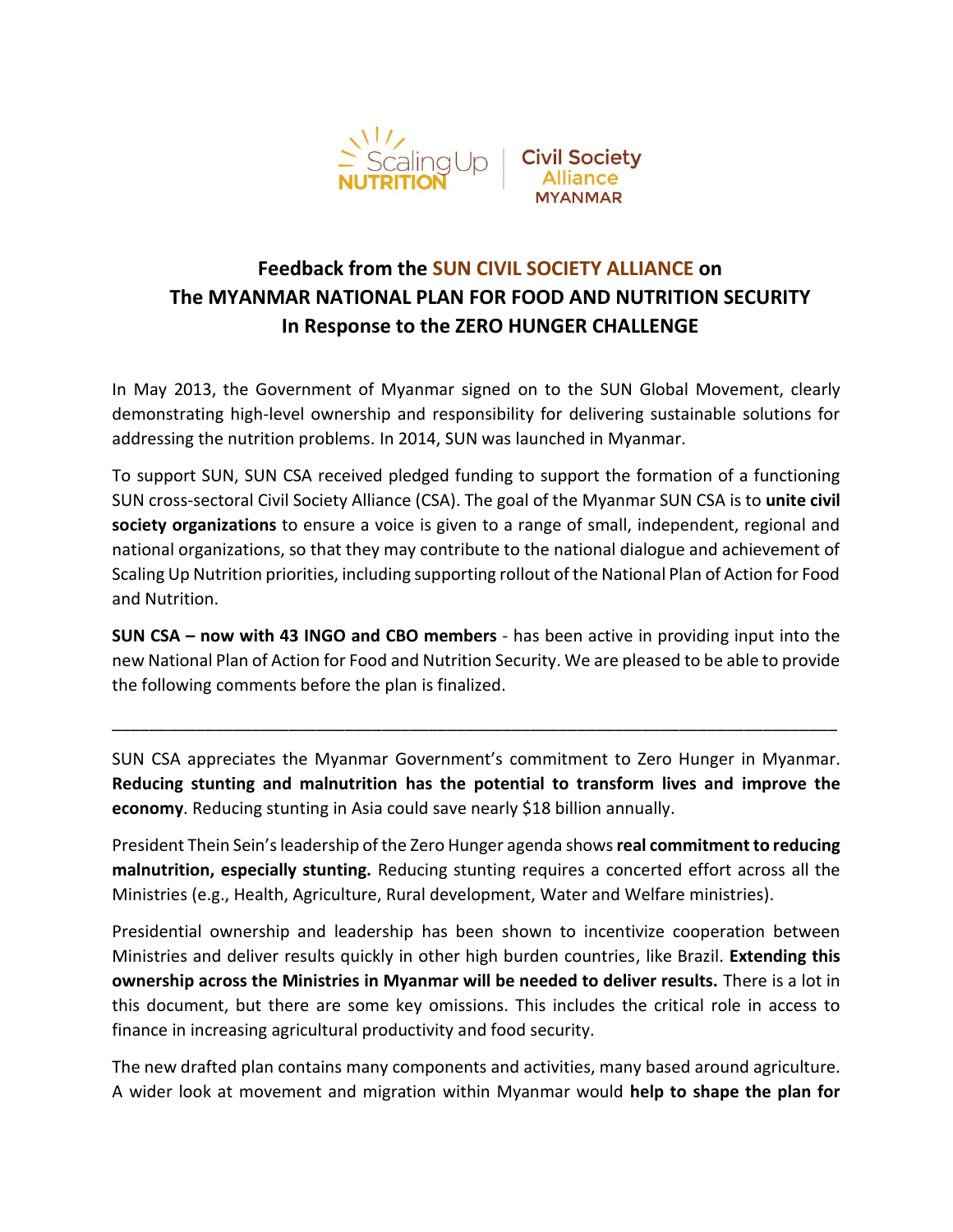Scaling Up NUTRITION | Civil Society Alliance MYANMAR

# Feedback from the SUN CIVIL SOCIETY ALLIANCE on The MYANMAR NATIONAL PLAN FOR FOOD AND NUTRITION SECURITY In Response to the ZERO HUNGER CHALLENGE

In May 2013, the Government of Myanmar signed on to the SUN Global Movement, clearly demonstrating high-level ownership and responsibility for delivering sustainable solutions for addressing the nutrition problems. In 2014, SUN was launched in Myanmar.

To support SUN, SUN CSA received pledged funding to support the formation of a functioning SUN cross-sectoral Civil Society Alliance (CSA). The goal of the Myanmar SUN CSA is to **unite civil society organizations** to ensure a voice is given to a range of small, independent, regional and national organizations, so that they may contribute to the national dialogue and achievement of Scaling Up Nutrition priorities, including supporting rollout of the National Plan of Action for Food and Nutrition.

**SUN CSA – now with 43 INGO and CBO members** - has been active in providing input into the new National Plan of Action for Food and Nutrition Security. We are pleased to be able to provide the following comments before the plan is finalized.

---

SUN CSA appreciates the Myanmar Government's commitment to Zero Hunger in Myanmar. **Reducing stunting and malnutrition has the potential to transform lives and improve the economy**. Reducing stunting in Asia could save nearly $18 billion annually.

President Thein Sein's leadership of the Zero Hunger agenda shows **real commitment to reducing malnutrition, especially stunting.** Reducing stunting requires a concerted effort across all the Ministries (e.g., Health, Agriculture, Rural development, Water and Welfare ministries).

Presidential ownership and leadership has been shown to incentivize cooperation between Ministries and deliver results quickly in other high burden countries, like Brazil. **Extending this ownership across the Ministries in Myanmar will be needed to deliver results.** There is a lot in this document, but there are some key omissions. This includes the critical role in access to finance in increasing agricultural productivity and food security.

The new drafted plan contains many components and activities, many based around agriculture. A wider look at movement and migration within Myanmar would **help to shape the plan for**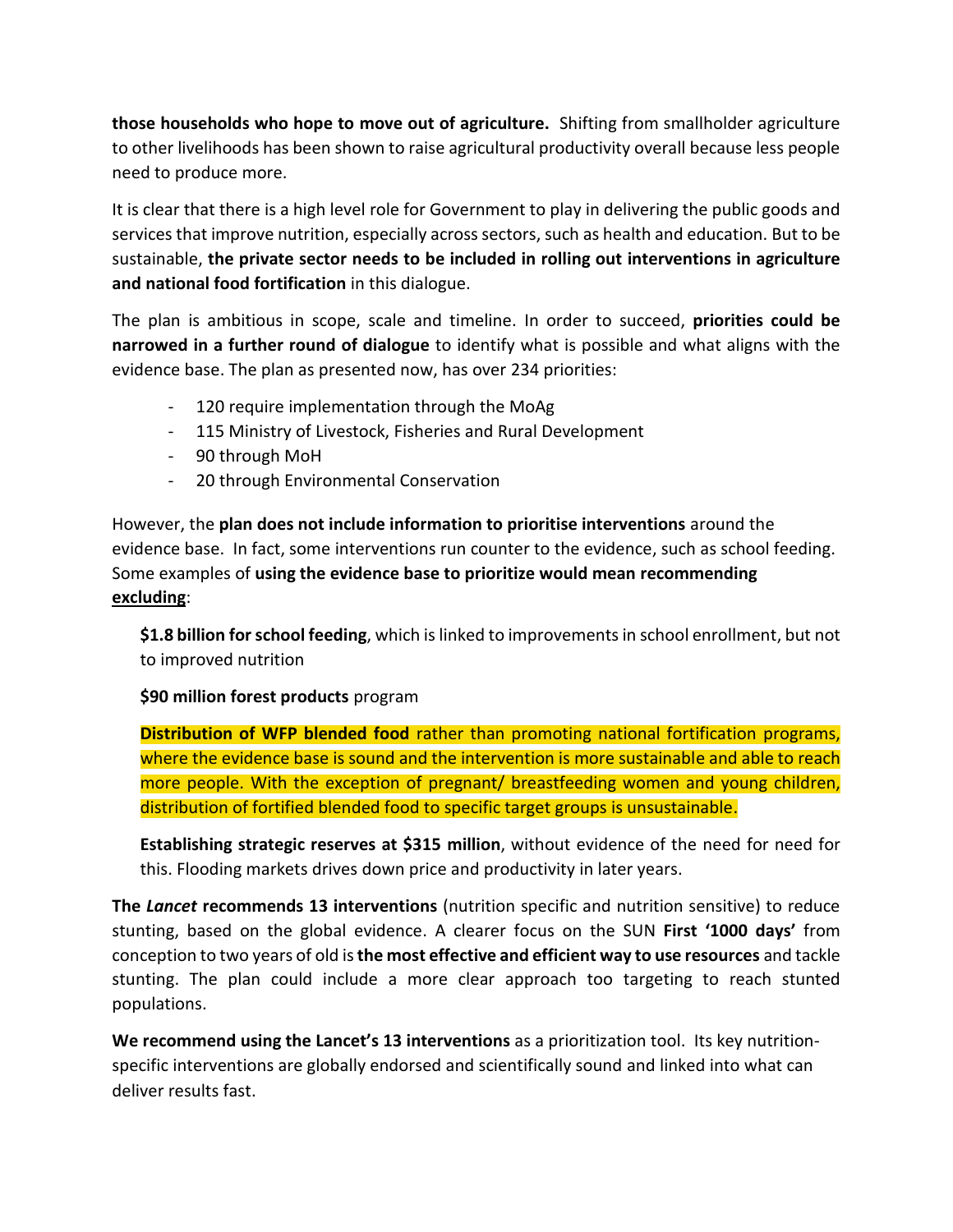**those households who hope to move out of agriculture.** Shifting from smallholder agriculture to other livelihoods has been shown to raise agricultural productivity overall because less people need to produce more.

It is clear that there is a high level role for Government to play in delivering the public goods and services that improve nutrition, especially across sectors, such as health and education. But to be sustainable, **the private sector needs to be included in rolling out interventions in agriculture and national food fortification** in this dialogue.

The plan is ambitious in scope, scale and timeline. In order to succeed, **priorities could be narrowed in a further round of dialogue** to identify what is possible and what aligns with the evidence base. The plan as presented now, has over 234 priorities:

- 120 require implementation through the MoAg
- 115 Ministry of Livestock, Fisheries and Rural Development
- 90 through MoH
- 20 through Environmental Conservation

However, the **plan does not include information to prioritise interventions** around the evidence base. In fact, some interventions run counter to the evidence, such as school feeding. Some examples of **using the evidence base to prioritize would mean recommending <u>excluding</u>**:

> **$1.8 billion for school feeding**, which is linked to improvements in school enrollment, but not to improved nutrition
>
> **$90 million forest products** program
>
> **Distribution of WFP blended food** rather than promoting national fortification programs, where the evidence base is sound and the intervention is more sustainable and able to reach more people. With the exception of pregnant/ breastfeeding women and young children, distribution of fortified blended food to specific target groups is unsustainable.
>
> **Establishing strategic reserves at $315 million**, without evidence of the need for need for this. Flooding markets drives down price and productivity in later years.

**The *Lancet* recommends 13 interventions** (nutrition specific and nutrition sensitive) to reduce stunting, based on the global evidence. A clearer focus on the SUN **First '1000 days'** from conception to two years of old is **the most effective and efficient way to use resources** and tackle stunting. The plan could include a more clear approach too targeting to reach stunted populations.

**We recommend using the Lancet's 13 interventions** as a prioritization tool. Its key nutrition-specific interventions are globally endorsed and scientifically sound and linked into what can deliver results fast.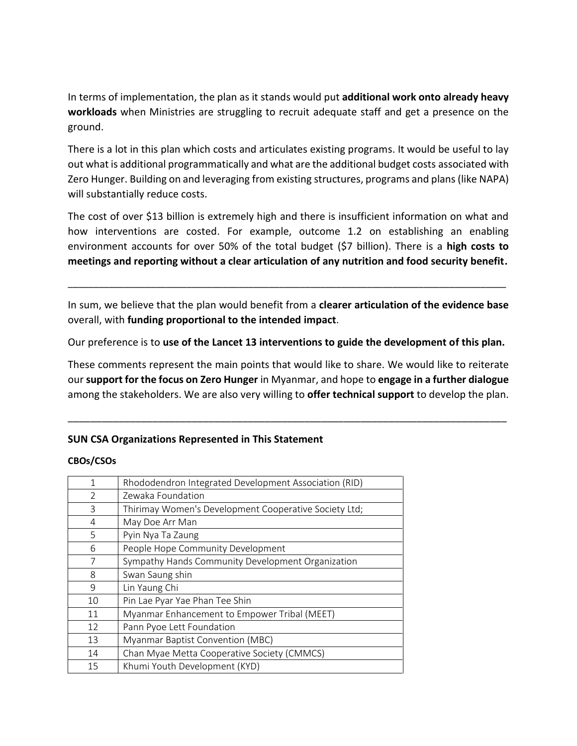In terms of implementation, the plan as it stands would put **additional work onto already heavy workloads** when Ministries are struggling to recruit adequate staff and get a presence on the ground.

There is a lot in this plan which costs and articulates existing programs. It would be useful to lay out what is additional programmatically and what are the additional budget costs associated with Zero Hunger. Building on and leveraging from existing structures, programs and plans (like NAPA) will substantially reduce costs.

The cost of over $13 billion is extremely high and there is insufficient information on what and how interventions are costed. For example, outcome 1.2 on establishing an enabling environment accounts for over 50% of the total budget ($7 billion). There is a **high costs to meetings and reporting without a clear articulation of any nutrition and food security benefit.**

---

In sum, we believe that the plan would benefit from a **clearer articulation of the evidence base** overall, with **funding proportional to the intended impact**.

Our preference is to **use of the Lancet 13 interventions to guide the development of this plan.**

These comments represent the main points that would like to share. We would like to reiterate our **support for the focus on Zero Hunger** in Myanmar, and hope to **engage in a further dialogue** among the stakeholders. We are also very willing to **offer technical support** to develop the plan.

---

**SUN CSA Organizations Represented in This Statement**

**CBOs/CSOs**

| | |
|---|---|
| 1 | Rhododendron Integrated Development Association (RID) |
| 2 | Zewaka Foundation |
| 3 | Thirimay Women's Development Cooperative Society Ltd; |
| 4 | May Doe Arr Man |
| 5 | Pyin Nya Ta Zaung |
| 6 | People Hope Community Development |
| 7 | Sympathy Hands Community Development Organization |
| 8 | Swan Saung shin |
| 9 | Lin Yaung Chi |
| 10 | Pin Lae Pyar Yae Phan Tee Shin |
| 11 | Myanmar Enhancement to Empower Tribal (MEET) |
| 12 | Pann Pyoe Lett Foundation |
| 13 | Myanmar Baptist Convention (MBC) |
| 14 | Chan Myae Metta Cooperative Society (CMMCS) |
| 15 | Khumi Youth Development (KYD) |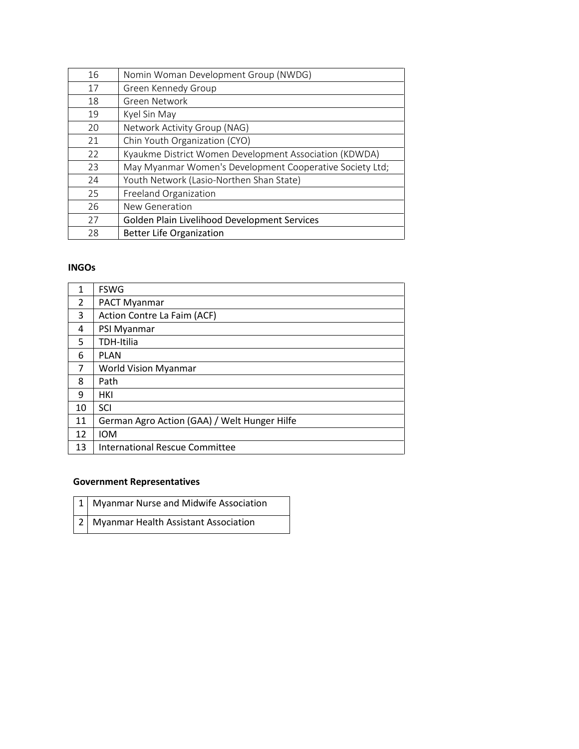| | |
|---|---|
| 16 | Nomin Woman Development Group (NWDG) |
| 17 | Green Kennedy Group |
| 18 | Green Network |
| 19 | Kyel Sin May |
| 20 | Network Activity Group (NAG) |
| 21 | Chin Youth Organization (CYO) |
| 22 | Kyaukme District Women Development Association (KDWDA) |
| 23 | May Myanmar Women's Development Cooperative Society Ltd; |
| 24 | Youth Network (Lasio-Northen Shan State) |
| 25 | Freeland Organization |
| 26 | New Generation |
| 27 | Golden Plain Livelihood Development Services |
| 28 | Better Life Organization |

**INGOs**

| | |
|---|---|
| 1 | FSWG |
| 2 | PACT Myanmar |
| 3 | Action Contre La Faim (ACF) |
| 4 | PSI Myanmar |
| 5 | TDH-Itilia |
| 6 | PLAN |
| 7 | World Vision Myanmar |
| 8 | Path |
| 9 | HKI |
| 10 | SCI |
| 11 | German Agro Action (GAA) / Welt Hunger Hilfe |
| 12 | IOM |
| 13 | International Rescue Committee |

**Government Representatives**

| | |
|---|---|
| 1 | Myanmar Nurse and Midwife Association |
| 2 | Myanmar Health Assistant Association |